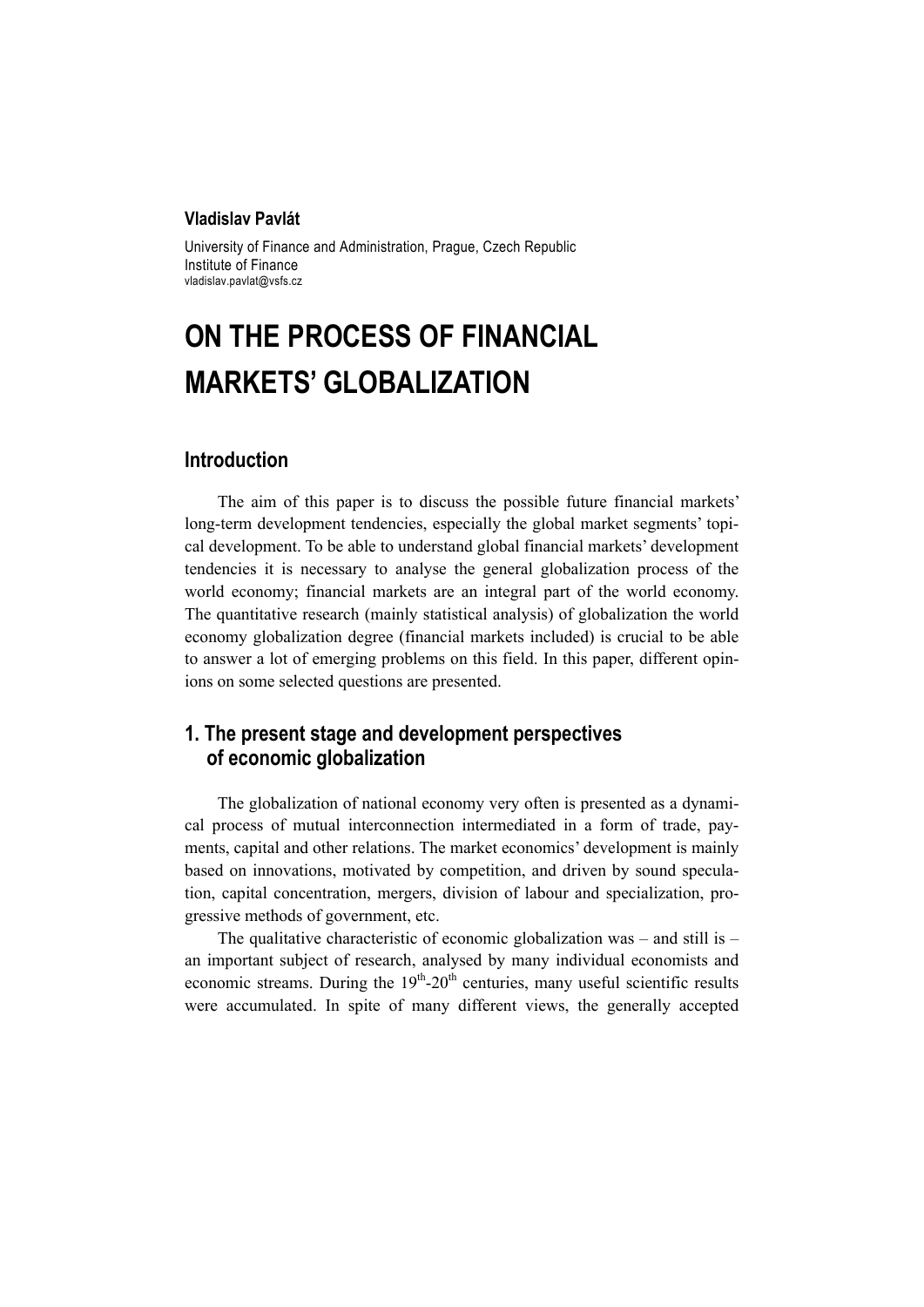**Vladislav Pavlát**

University of Finance and Administration, Prague, Czech Republic
Institute of Finance
vladislav.pavlat@vsfs.cz

# ON THE PROCESS OF FINANCIAL MARKETS' GLOBALIZATION

## Introduction

The aim of this paper is to discuss the possible future financial markets' long-term development tendencies, especially the global market segments' topical development. To be able to understand global financial markets' development tendencies it is necessary to analyse the general globalization process of the world economy; financial markets are an integral part of the world economy. The quantitative research (mainly statistical analysis) of globalization the world economy globalization degree (financial markets included) is crucial to be able to answer a lot of emerging problems on this field. In this paper, different opinions on some selected questions are presented.

## 1. The present stage and development perspectives of economic globalization

The globalization of national economy very often is presented as a dynamical process of mutual interconnection intermediated in a form of trade, payments, capital and other relations. The market economics' development is mainly based on innovations, motivated by competition, and driven by sound speculation, capital concentration, mergers, division of labour and specialization, progressive methods of government, etc.

The qualitative characteristic of economic globalization was – and still is – an important subject of research, analysed by many individual economists and economic streams. During the 19th-20th centuries, many useful scientific results were accumulated. In spite of many different views, the generally accepted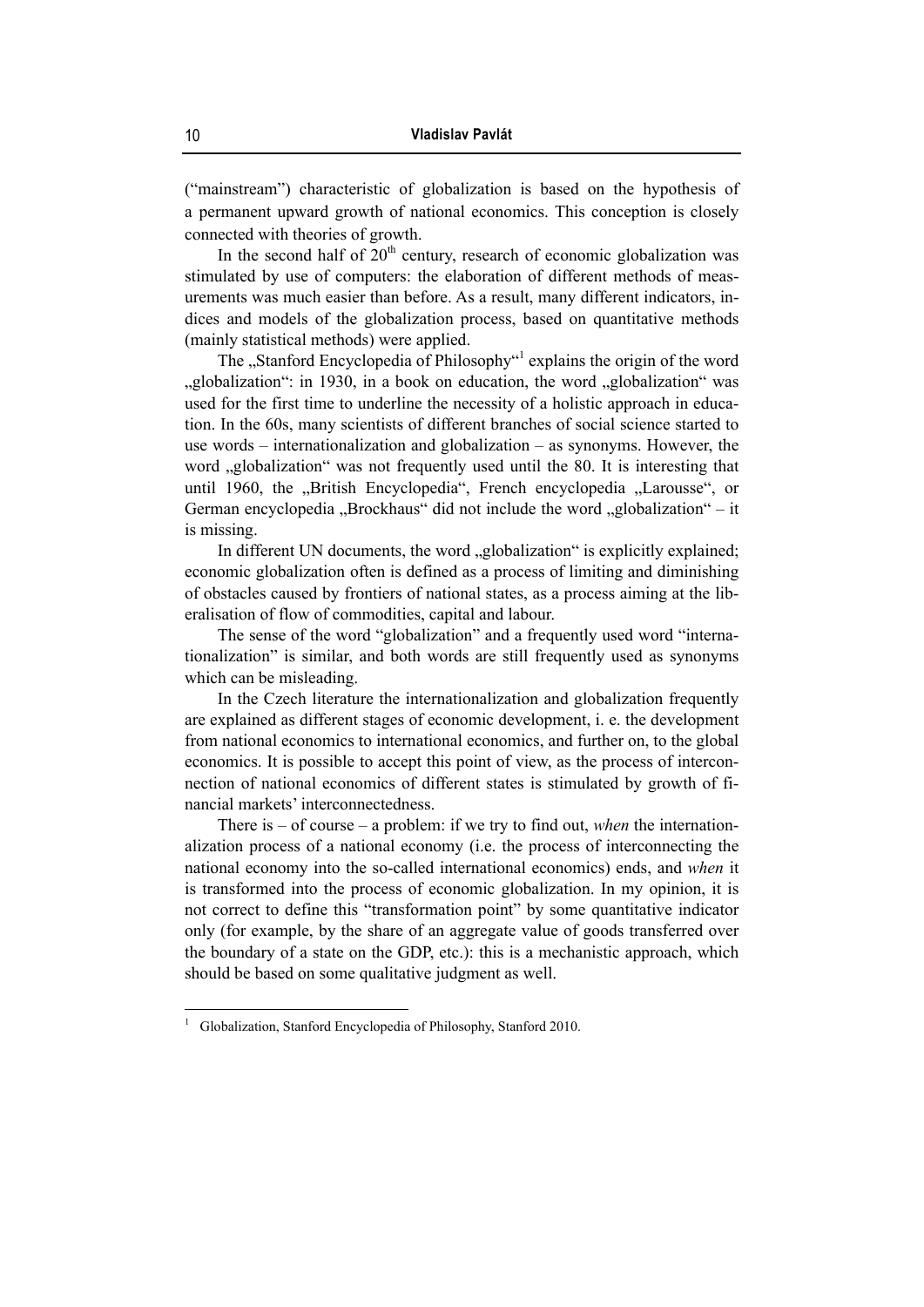("mainstream") characteristic of globalization is based on the hypothesis of a permanent upward growth of national economics. This conception is closely connected with theories of growth.

In the second half of $20^{th}$ century, research of economic globalization was stimulated by use of computers: the elaboration of different methods of measurements was much easier than before. As a result, many different indicators, indices and models of the globalization process, based on quantitative methods (mainly statistical methods) were applied.

The „Stanford Encyclopedia of Philosophy"[1] explains the origin of the word „globalization": in 1930, in a book on education, the word „globalization" was used for the first time to underline the necessity of a holistic approach in education. In the 60s, many scientists of different branches of social science started to use words – internationalization and globalization – as synonyms. However, the word „globalization" was not frequently used until the 80. It is interesting that until 1960, the „British Encyclopedia", French encyclopedia „Larousse", or German encyclopedia „Brockhaus" did not include the word „globalization" – it is missing.

In different UN documents, the word „globalization" is explicitly explained; economic globalization often is defined as a process of limiting and diminishing of obstacles caused by frontiers of national states, as a process aiming at the liberalisation of flow of commodities, capital and labour.

The sense of the word "globalization" and a frequently used word "internationalization" is similar, and both words are still frequently used as synonyms which can be misleading.

In the Czech literature the internationalization and globalization frequently are explained as different stages of economic development, i. e. the development from national economics to international economics, and further on, to the global economics. It is possible to accept this point of view, as the process of interconnection of national economics of different states is stimulated by growth of financial markets' interconnectedness.

There is – of course – a problem: if we try to find out, *when* the internationalization process of a national economy (i.e. the process of interconnecting the national economy into the so-called international economics) ends, and *when* it is transformed into the process of economic globalization. In my opinion, it is not correct to define this "transformation point" by some quantitative indicator only (for example, by the share of an aggregate value of goods transferred over the boundary of a state on the GDP, etc.): this is a mechanistic approach, which should be based on some qualitative judgment as well.

[1] Globalization, Stanford Encyclopedia of Philosophy, Stanford 2010.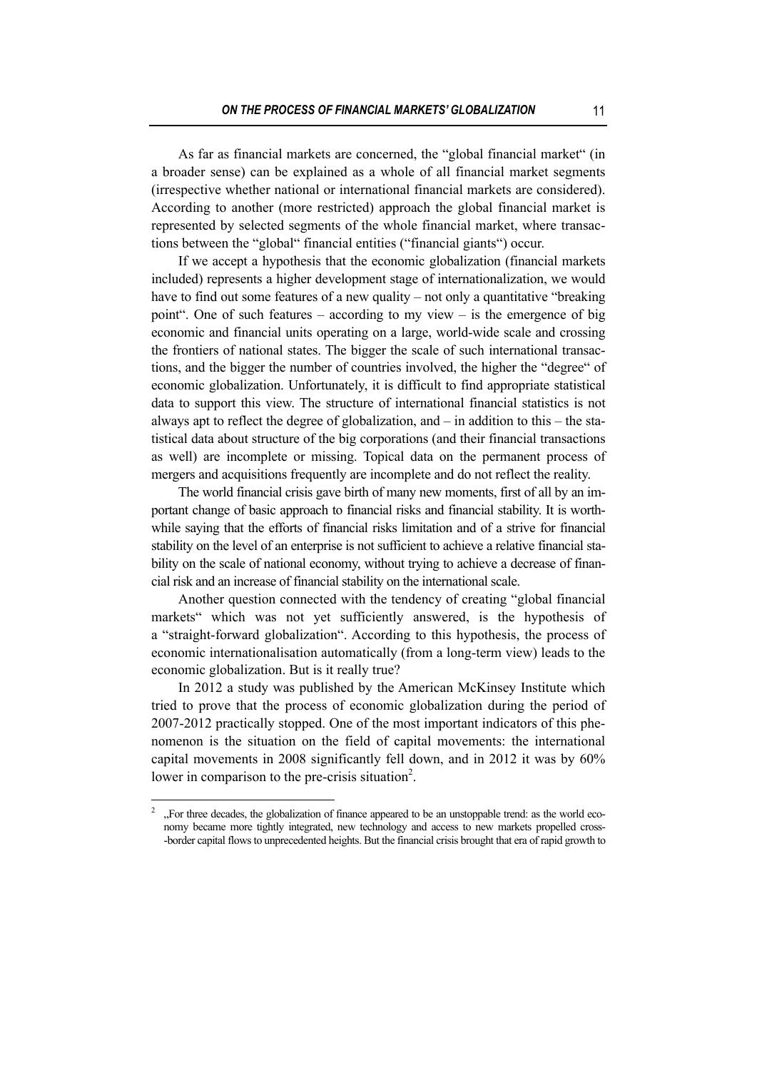As far as financial markets are concerned, the "global financial market" (in a broader sense) can be explained as a whole of all financial market segments (irrespective whether national or international financial markets are considered). According to another (more restricted) approach the global financial market is represented by selected segments of the whole financial market, where transactions between the "global" financial entities ("financial giants") occur.

If we accept a hypothesis that the economic globalization (financial markets included) represents a higher development stage of internationalization, we would have to find out some features of a new quality – not only a quantitative "breaking point". One of such features – according to my view – is the emergence of big economic and financial units operating on a large, world-wide scale and crossing the frontiers of national states. The bigger the scale of such international transactions, and the bigger the number of countries involved, the higher the "degree" of economic globalization. Unfortunately, it is difficult to find appropriate statistical data to support this view. The structure of international financial statistics is not always apt to reflect the degree of globalization, and – in addition to this – the statistical data about structure of the big corporations (and their financial transactions as well) are incomplete or missing. Topical data on the permanent process of mergers and acquisitions frequently are incomplete and do not reflect the reality.

The world financial crisis gave birth of many new moments, first of all by an important change of basic approach to financial risks and financial stability. It is worthwhile saying that the efforts of financial risks limitation and of a strive for financial stability on the level of an enterprise is not sufficient to achieve a relative financial stability on the scale of national economy, without trying to achieve a decrease of financial risk and an increase of financial stability on the international scale.

Another question connected with the tendency of creating "global financial markets" which was not yet sufficiently answered, is the hypothesis of a "straight-forward globalization". According to this hypothesis, the process of economic internationalisation automatically (from a long-term view) leads to the economic globalization. But is it really true?

In 2012 a study was published by the American McKinsey Institute which tried to prove that the process of economic globalization during the period of 2007-2012 practically stopped. One of the most important indicators of this phenomenon is the situation on the field of capital movements: the international capital movements in 2008 significantly fell down, and in 2012 it was by 60% lower in comparison to the pre-crisis situation[2].

---

[2] „For three decades, the globalization of finance appeared to be an unstoppable trend: as the world economy became more tightly integrated, new technology and access to new markets propelled cross-border capital flows to unprecedented heights. But the financial crisis brought that era of rapid growth to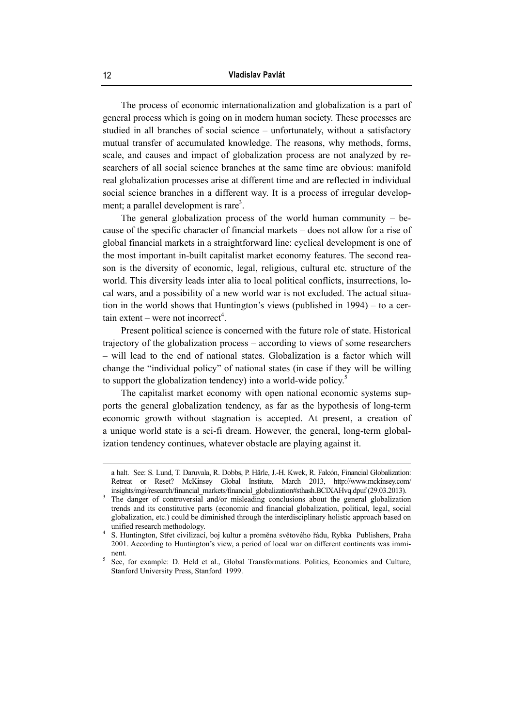The process of economic internationalization and globalization is a part of general process which is going on in modern human society. These processes are studied in all branches of social science – unfortunately, without a satisfactory mutual transfer of accumulated knowledge. The reasons, why methods, forms, scale, and causes and impact of globalization process are not analyzed by researchers of all social science branches at the same time are obvious: manifold real globalization processes arise at different time and are reflected in individual social science branches in a different way. It is a process of irregular development; a parallel development is rare[3].

The general globalization process of the world human community – because of the specific character of financial markets – does not allow for a rise of global financial markets in a straightforward line: cyclical development is one of the most important in-built capitalist market economy features. The second reason is the diversity of economic, legal, religious, cultural etc. structure of the world. This diversity leads inter alia to local political conflicts, insurrections, local wars, and a possibility of a new world war is not excluded. The actual situation in the world shows that Huntington's views (published in 1994) – to a certain extent – were not incorrect[4].

Present political science is concerned with the future role of state. Historical trajectory of the globalization process – according to views of some researchers – will lead to the end of national states. Globalization is a factor which will change the "individual policy" of national states (in case if they will be willing to support the globalization tendency) into a world-wide policy.[5]

The capitalist market economy with open national economic systems supports the general globalization tendency, as far as the hypothesis of long-term economic growth without stagnation is accepted. At present, a creation of a unique world state is a sci-fi dream. However, the general, long-term globalization tendency continues, whatever obstacle are playing against it.

---

a halt. See: S. Lund, T. Daruvala, R. Dobbs, P. Härle, J.-H. Kwek, R. Falcón, Financial Globalization: Retreat or Reset? McKinsey Global Institute, March 2013, http://www.mckinsey.com/insights/mgi/research/financial_markets/financial_globalization#sthash.BClXAHvq.dpuf (29.03.2013).

[3] The danger of controversial and/or misleading conclusions about the general globalization trends and its constitutive parts (economic and financial globalization, political, legal, social globalization, etc.) could be diminished through the interdisciplinary holistic approach based on unified research methodology.

[4] S. Huntington, Střet civilizací, boj kultur a proměna světového řádu, Rybka Publishers, Praha 2001. According to Huntington's view, a period of local war on different continents was imminent.

[5] See, for example: D. Held et al., Global Transformations. Politics, Economics and Culture, Stanford University Press, Stanford 1999.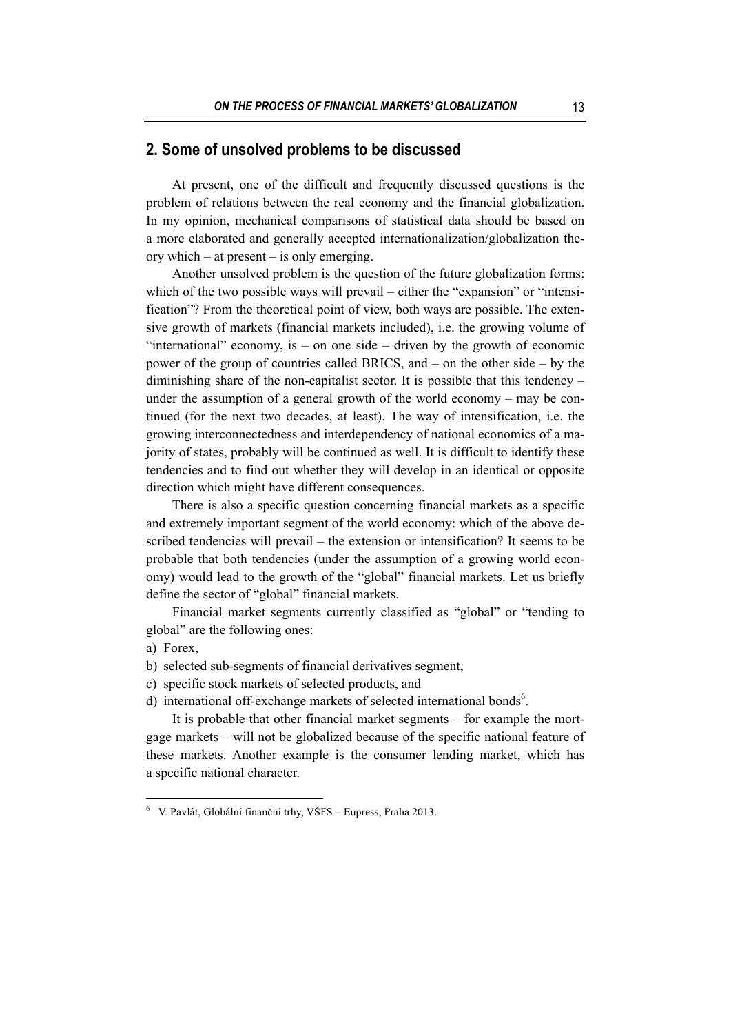## 2. Some of unsolved problems to be discussed

At present, one of the difficult and frequently discussed questions is the problem of relations between the real economy and the financial globalization. In my opinion, mechanical comparisons of statistical data should be based on a more elaborated and generally accepted internationalization/globalization theory which – at present – is only emerging.

Another unsolved problem is the question of the future globalization forms: which of the two possible ways will prevail – either the "expansion" or "intensification"? From the theoretical point of view, both ways are possible. The extensive growth of markets (financial markets included), i.e. the growing volume of "international" economy, is – on one side – driven by the growth of economic power of the group of countries called BRICS, and – on the other side – by the diminishing share of the non-capitalist sector. It is possible that this tendency – under the assumption of a general growth of the world economy – may be continued (for the next two decades, at least). The way of intensification, i.e. the growing interconnectedness and interdependency of national economics of a majority of states, probably will be continued as well. It is difficult to identify these tendencies and to find out whether they will develop in an identical or opposite direction which might have different consequences.

There is also a specific question concerning financial markets as a specific and extremely important segment of the world economy: which of the above described tendencies will prevail – the extension or intensification? It seems to be probable that both tendencies (under the assumption of a growing world economy) would lead to the growth of the "global" financial markets. Let us briefly define the sector of "global" financial markets.

Financial market segments currently classified as "global" or "tending to global" are the following ones:

a) Forex,
b) selected sub-segments of financial derivatives segment,
c) specific stock markets of selected products, and
d) international off-exchange markets of selected international bonds[6].

It is probable that other financial market segments – for example the mortgage markets – will not be globalized because of the specific national feature of these markets. Another example is the consumer lending market, which has a specific national character.

---

[6] V. Pavlát, Globální finanční trhy, VŠFS – Eupress, Praha 2013.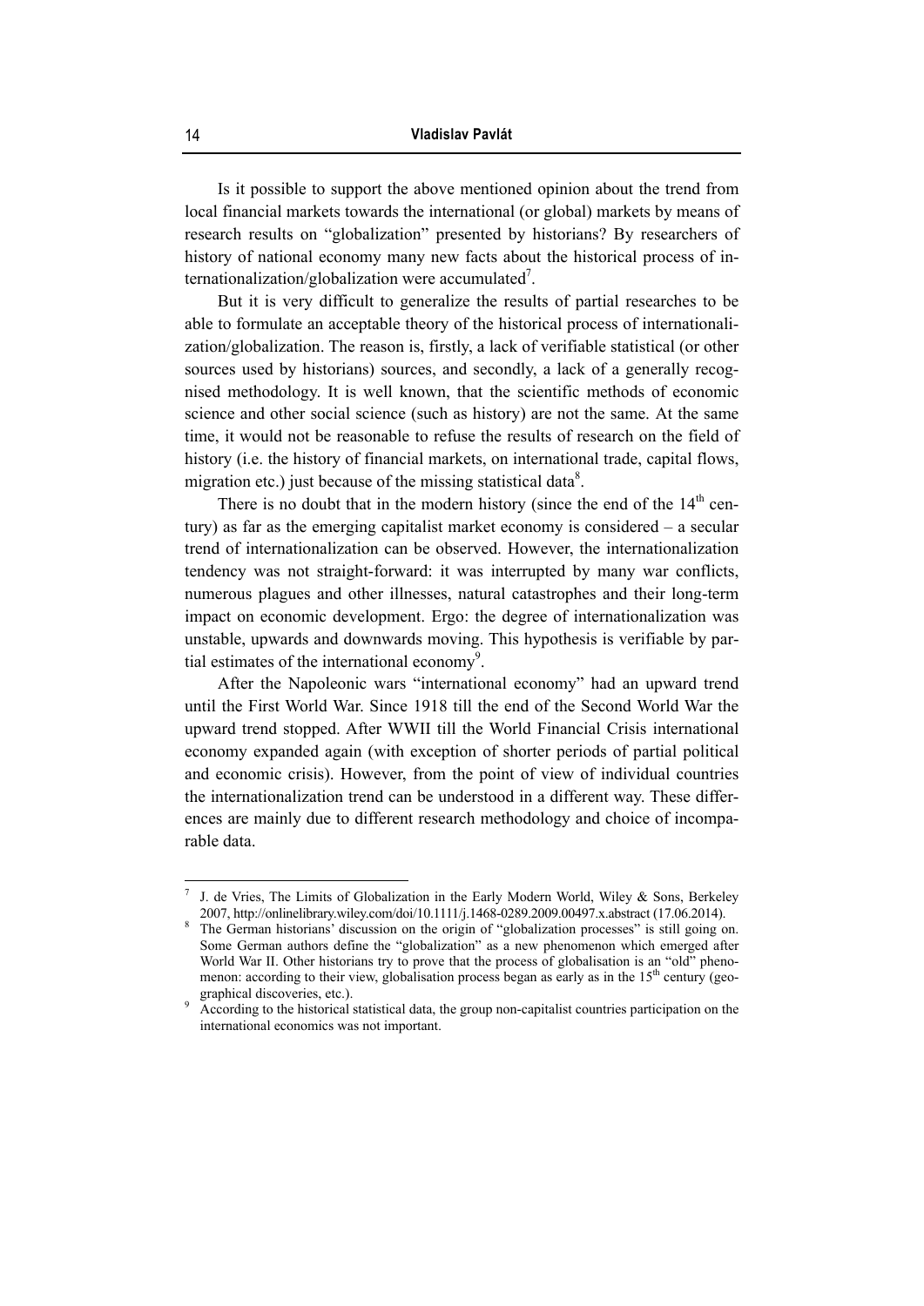Is it possible to support the above mentioned opinion about the trend from local financial markets towards the international (or global) markets by means of research results on "globalization" presented by historians? By researchers of history of national economy many new facts about the historical process of internationalization/globalization were accumulated[7].

But it is very difficult to generalize the results of partial researches to be able to formulate an acceptable theory of the historical process of internationalization/globalization. The reason is, firstly, a lack of verifiable statistical (or other sources used by historians) sources, and secondly, a lack of a generally recognised methodology. It is well known, that the scientific methods of economic science and other social science (such as history) are not the same. At the same time, it would not be reasonable to refuse the results of research on the field of history (i.e. the history of financial markets, on international trade, capital flows, migration etc.) just because of the missing statistical data[8].

There is no doubt that in the modern history (since the end of the 14th century) as far as the emerging capitalist market economy is considered – a secular trend of internationalization can be observed. However, the internationalization tendency was not straight-forward: it was interrupted by many war conflicts, numerous plagues and other illnesses, natural catastrophes and their long-term impact on economic development. Ergo: the degree of internationalization was unstable, upwards and downwards moving. This hypothesis is verifiable by partial estimates of the international economy[9].

After the Napoleonic wars "international economy" had an upward trend until the First World War. Since 1918 till the end of the Second World War the upward trend stopped. After WWII till the World Financial Crisis international economy expanded again (with exception of shorter periods of partial political and economic crisis). However, from the point of view of individual countries the internationalization trend can be understood in a different way. These differences are mainly due to different research methodology and choice of incomparable data.

---

[7] J. de Vries, The Limits of Globalization in the Early Modern World, Wiley & Sons, Berkeley 2007, http://onlinelibrary.wiley.com/doi/10.1111/j.1468-0289.2009.00497.x.abstract (17.06.2014).

[8] The German historians' discussion on the origin of "globalization processes" is still going on. Some German authors define the "globalization" as a new phenomenon which emerged after World War II. Other historians try to prove that the process of globalisation is an "old" phenomenon: according to their view, globalisation process began as early as in the 15th century (geographical discoveries, etc.).

[9] According to the historical statistical data, the group non-capitalist countries participation on the international economics was not important.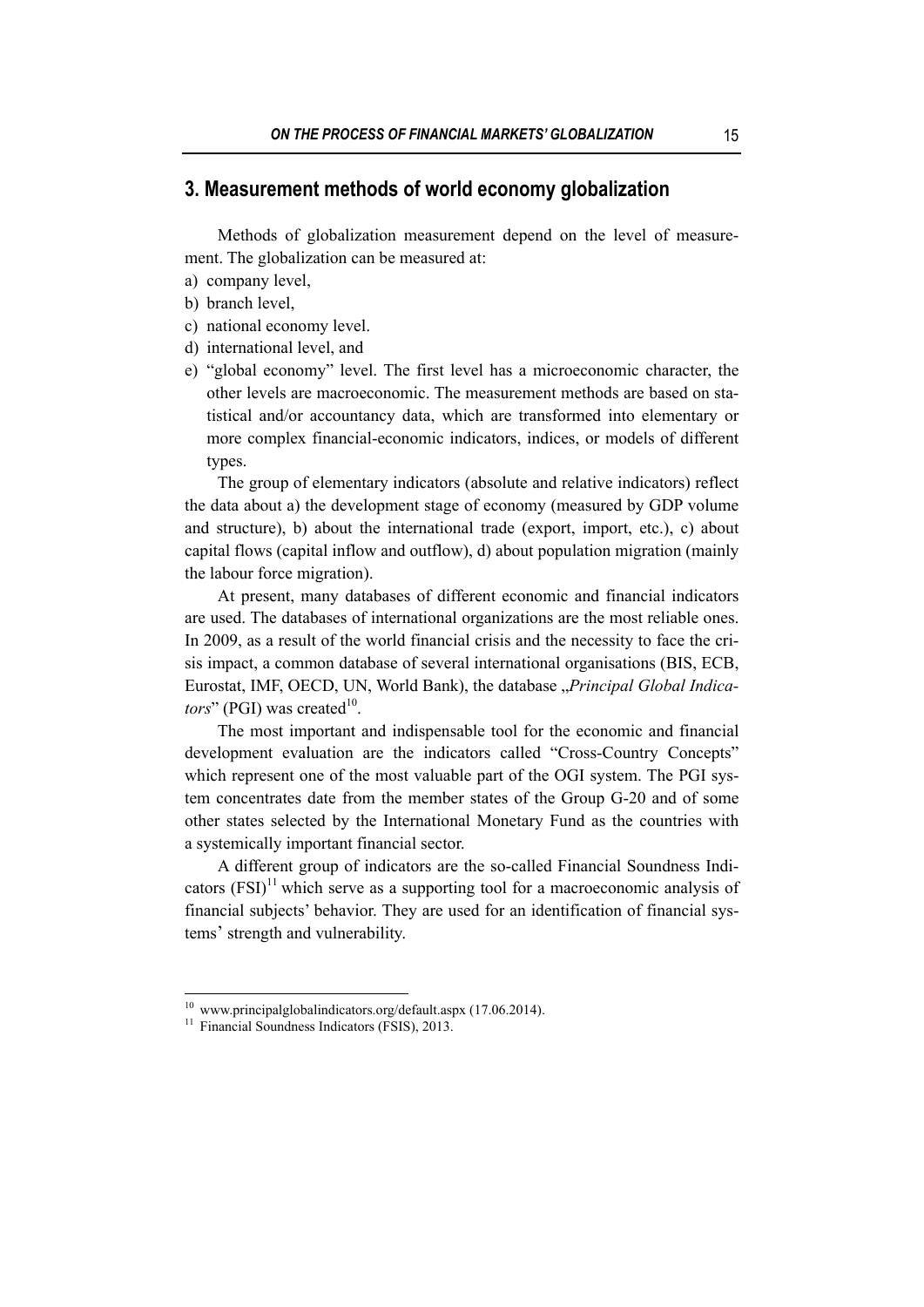## 3. Measurement methods of world economy globalization

Methods of globalization measurement depend on the level of measurement. The globalization can be measured at:

a) company level,
b) branch level,
c) national economy level.
d) international level, and
e) "global economy" level. The first level has a microeconomic character, the other levels are macroeconomic. The measurement methods are based on statistical and/or accountancy data, which are transformed into elementary or more complex financial-economic indicators, indices, or models of different types.

The group of elementary indicators (absolute and relative indicators) reflect the data about a) the development stage of economy (measured by GDP volume and structure), b) about the international trade (export, import, etc.), c) about capital flows (capital inflow and outflow), d) about population migration (mainly the labour force migration).

At present, many databases of different economic and financial indicators are used. The databases of international organizations are the most reliable ones. In 2009, as a result of the world financial crisis and the necessity to face the crisis impact, a common database of several international organisations (BIS, ECB, Eurostat, IMF, OECD, UN, World Bank), the database „*Principal Global Indicators*" (PGI) was created[10].

The most important and indispensable tool for the economic and financial development evaluation are the indicators called "Cross-Country Concepts" which represent one of the most valuable part of the OGI system. The PGI system concentrates date from the member states of the Group G-20 and of some other states selected by the International Monetary Fund as the countries with a systemically important financial sector.

A different group of indicators are the so-called Financial Soundness Indicators (FSI)[11] which serve as a supporting tool for a macroeconomic analysis of financial subjects' behavior. They are used for an identification of financial systems' strength and vulnerability.

---

[10] www.principalglobalindicators.org/default.aspx (17.06.2014).

[11] Financial Soundness Indicators (FSIS), 2013.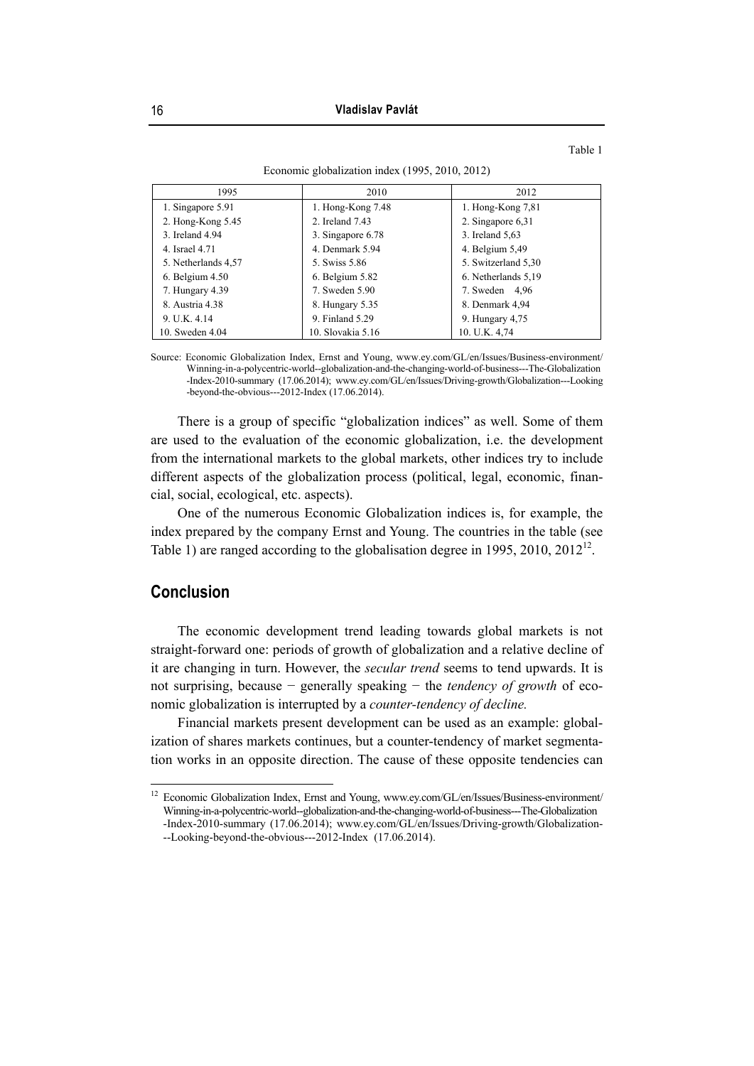Table 1

Economic globalization index (1995, 2010, 2012)

| 1995 | 2010 | 2012 |
|---|---|---|
| 1. Singapore 5.91 | 1. Hong-Kong 7.48 | 1. Hong-Kong 7,81 |
| 2. Hong-Kong 5.45 | 2. Ireland 7.43 | 2. Singapore 6,31 |
| 3. Ireland 4.94 | 3. Singapore 6.78 | 3. Ireland 5,63 |
| 4. Israel 4.71 | 4. Denmark 5.94 | 4. Belgium 5,49 |
| 5. Netherlands 4,57 | 5. Swiss 5.86 | 5. Switzerland 5,30 |
| 6. Belgium 4.50 | 6. Belgium 5.82 | 6. Netherlands 5,19 |
| 7. Hungary 4.39 | 7. Sweden 5.90 | 7. Sweden 4,96 |
| 8. Austria 4.38 | 8. Hungary 5.35 | 8. Denmark 4,94 |
| 9. U.K. 4.14 | 9. Finland 5.29 | 9. Hungary 4,75 |
| 10. Sweden 4.04 | 10. Slovakia 5.16 | 10. U.K. 4,74 |

Source: Economic Globalization Index, Ernst and Young, www.ey.com/GL/en/Issues/Business-environment/Winning-in-a-polycentric-world--globalization-and-the-changing-world-of-business---The-Globalization-Index-2010-summary (17.06.2014); www.ey.com/GL/en/Issues/Driving-growth/Globalization---Looking-beyond-the-obvious---2012-Index (17.06.2014).

There is a group of specific "globalization indices" as well. Some of them are used to the evaluation of the economic globalization, i.e. the development from the international markets to the global markets, other indices try to include different aspects of the globalization process (political, legal, economic, financial, social, ecological, etc. aspects).

One of the numerous Economic Globalization indices is, for example, the index prepared by the company Ernst and Young. The countries in the table (see Table 1) are ranged according to the globalisation degree in 1995, 2010, 2012[12].

## Conclusion

The economic development trend leading towards global markets is not straight-forward one: periods of growth of globalization and a relative decline of it are changing in turn. However, the *secular trend* seems to tend upwards. It is not surprising, because − generally speaking − the *tendency of growth* of economic globalization is interrupted by a *counter-tendency of decline.*

Financial markets present development can be used as an example: globalization of shares markets continues, but a counter-tendency of market segmentation works in an opposite direction. The cause of these opposite tendencies can

[12] Economic Globalization Index, Ernst and Young, www.ey.com/GL/en/Issues/Business-environment/Winning-in-a-polycentric-world--globalization-and-the-changing-world-of-business---The-Globalization-Index-2010-summary (17.06.2014); www.ey.com/GL/en/Issues/Driving-growth/Globalization---Looking-beyond-the-obvious---2012-Index (17.06.2014).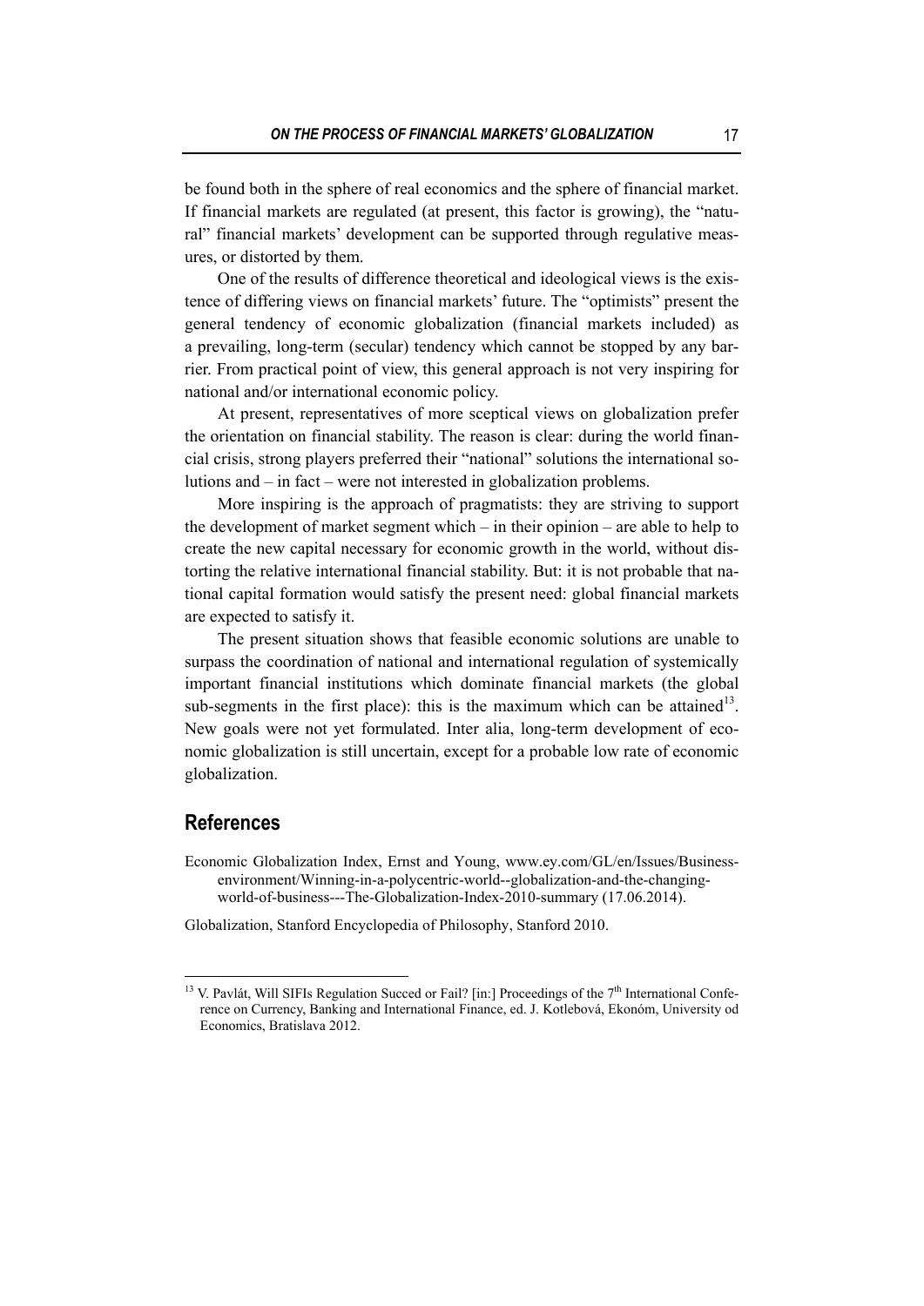be found both in the sphere of real economics and the sphere of financial market. If financial markets are regulated (at present, this factor is growing), the "natural" financial markets' development can be supported through regulative measures, or distorted by them.

One of the results of difference theoretical and ideological views is the existence of differing views on financial markets' future. The "optimists" present the general tendency of economic globalization (financial markets included) as a prevailing, long-term (secular) tendency which cannot be stopped by any barrier. From practical point of view, this general approach is not very inspiring for national and/or international economic policy.

At present, representatives of more sceptical views on globalization prefer the orientation on financial stability. The reason is clear: during the world financial crisis, strong players preferred their "national" solutions the international solutions and – in fact – were not interested in globalization problems.

More inspiring is the approach of pragmatists: they are striving to support the development of market segment which – in their opinion – are able to help to create the new capital necessary for economic growth in the world, without distorting the relative international financial stability. But: it is not probable that national capital formation would satisfy the present need: global financial markets are expected to satisfy it.

The present situation shows that feasible economic solutions are unable to surpass the coordination of national and international regulation of systemically important financial institutions which dominate financial markets (the global sub-segments in the first place): this is the maximum which can be attained[13]. New goals were not yet formulated. Inter alia, long-term development of economic globalization is still uncertain, except for a probable low rate of economic globalization.

## References

Economic Globalization Index, Ernst and Young, www.ey.com/GL/en/Issues/Business-environment/Winning-in-a-polycentric-world--globalization-and-the-changing-world-of-business---The-Globalization-Index-2010-summary (17.06.2014).

Globalization, Stanford Encyclopedia of Philosophy, Stanford 2010.

---

[13] V. Pavlát, Will SIFIs Regulation Succed or Fail? [in:] Proceedings of the 7th International Conference on Currency, Banking and International Finance, ed. J. Kotlebová, Ekonóm, University od Economics, Bratislava 2012.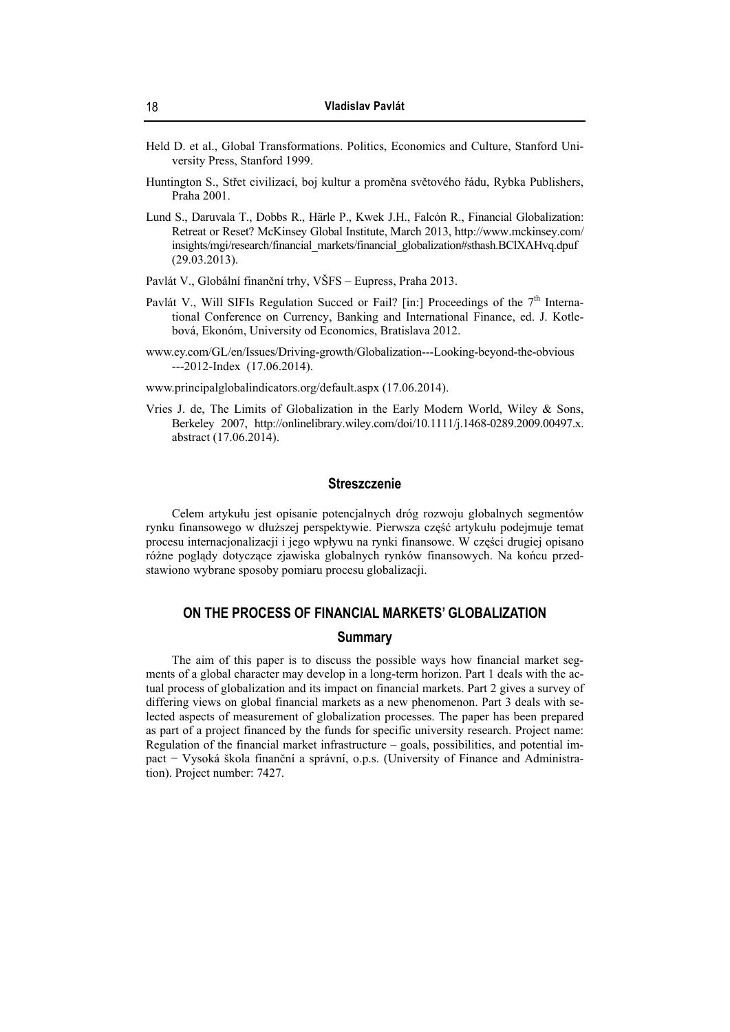Held D. et al., Global Transformations. Politics, Economics and Culture, Stanford University Press, Stanford 1999.

Huntington S., Střet civilizací, boj kultur a proměna světového řádu, Rybka Publishers, Praha 2001.

Lund S., Daruvala T., Dobbs R., Härle P., Kwek J.H., Falcón R., Financial Globalization: Retreat or Reset? McKinsey Global Institute, March 2013, http://www.mckinsey.com/insights/mgi/research/financial_markets/financial_globalization#sthash.BClXAHvq.dpuf (29.03.2013).

Pavlát V., Globální finanční trhy, VŠFS – Eupress, Praha 2013.

Pavlát V., Will SIFIs Regulation Succed or Fail? [in:] Proceedings of the 7th International Conference on Currency, Banking and International Finance, ed. J. Kotlebová, Ekonóm, University od Economics, Bratislava 2012.

www.ey.com/GL/en/Issues/Driving-growth/Globalization---Looking-beyond-the-obvious---2012-Index (17.06.2014).

www.principalglobalindicators.org/default.aspx (17.06.2014).

Vries J. de, The Limits of Globalization in the Early Modern World, Wiley & Sons, Berkeley 2007, http://onlinelibrary.wiley.com/doi/10.1111/j.1468-0289.2009.00497.x.abstract (17.06.2014).

## Streszczenie

Celem artykułu jest opisanie potencjalnych dróg rozwoju globalnych segmentów rynku finansowego w dłuższej perspektywie. Pierwsza część artykułu podejmuje temat procesu internacjonalizacji i jego wpływu na rynki finansowe. W części drugiej opisano różne poglądy dotyczące zjawiska globalnych rynków finansowych. Na końcu przedstawiono wybrane sposoby pomiaru procesu globalizacji.

## ON THE PROCESS OF FINANCIAL MARKETS' GLOBALIZATION

### Summary

The aim of this paper is to discuss the possible ways how financial market segments of a global character may develop in a long-term horizon. Part 1 deals with the actual process of globalization and its impact on financial markets. Part 2 gives a survey of differing views on global financial markets as a new phenomenon. Part 3 deals with selected aspects of measurement of globalization processes. The paper has been prepared as part of a project financed by the funds for specific university research. Project name: Regulation of the financial market infrastructure – goals, possibilities, and potential impact − Vysoká škola finanční a správní, o.p.s. (University of Finance and Administration). Project number: 7427.